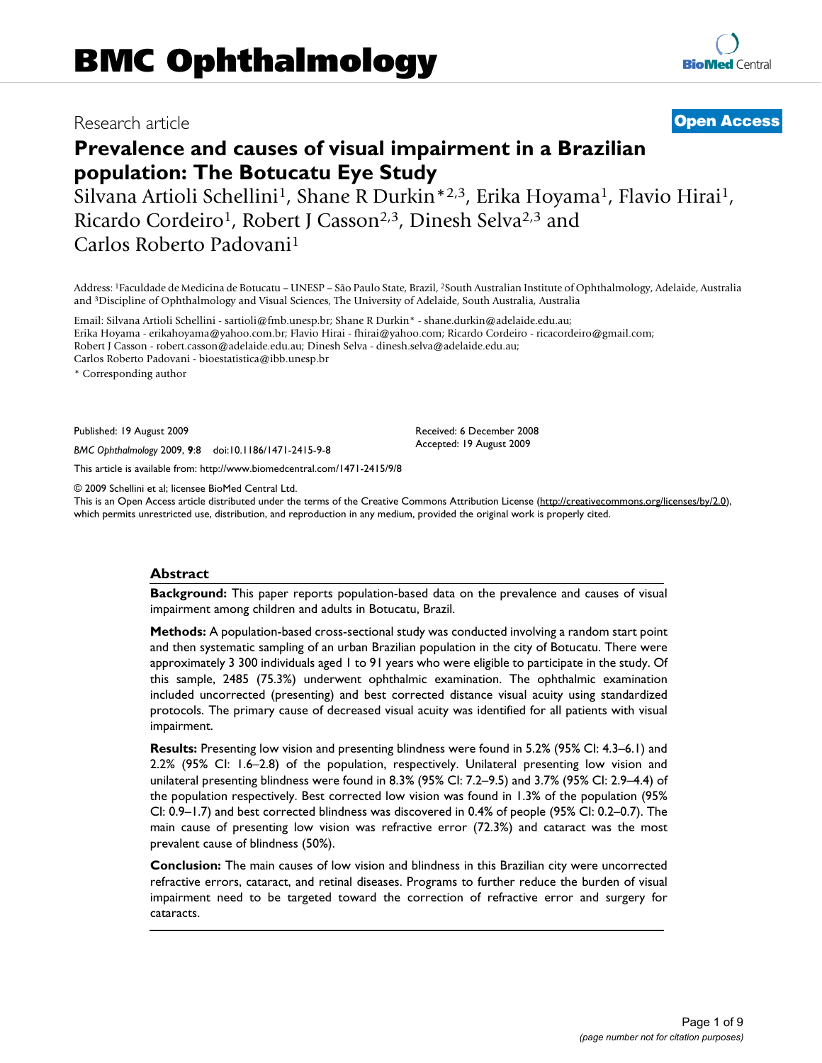# BMC Ophthalmology

Research article

**Open Access**

## Prevalence and causes of visual impairment in a Brazilian population: The Botucatu Eye Study

Silvana Artioli Schellini[1], Shane R Durkin*[2,3], Erika Hoyama[1], Flavio Hirai[1], Ricardo Cordeiro[1], Robert J Casson[2,3], Dinesh Selva[2,3] and Carlos Roberto Padovani[1]

Address: [1]Faculdade de Medicina de Botucatu – UNESP – São Paulo State, Brazil, [2]South Australian Institute of Ophthalmology, Adelaide, Australia and [3]Discipline of Ophthalmology and Visual Sciences, The University of Adelaide, South Australia, Australia

Email: Silvana Artioli Schellini - sartioli@fmb.unesp.br; Shane R Durkin* - shane.durkin@adelaide.edu.au; Erika Hoyama - erikahoyama@yahoo.com.br; Flavio Hirai - fhirai@yahoo.com; Ricardo Cordeiro - ricacordeiro@gmail.com; Robert J Casson - robert.casson@adelaide.edu.au; Dinesh Selva - dinesh.selva@adelaide.edu.au; Carlos Roberto Padovani - bioestatistica@ibb.unesp.br

\* Corresponding author

Published: 19 August 2009

*BMC Ophthalmology* 2009, **9**:8 doi:10.1186/1471-2415-9-8

Received: 6 December 2008
Accepted: 19 August 2009

This article is available from: http://www.biomedcentral.com/1471-2415/9/8

© 2009 Schellini et al; licensee BioMed Central Ltd.
This is an Open Access article distributed under the terms of the Creative Commons Attribution License (http://creativecommons.org/licenses/by/2.0), which permits unrestricted use, distribution, and reproduction in any medium, provided the original work is properly cited.

### Abstract

**Background:** This paper reports population-based data on the prevalence and causes of visual impairment among children and adults in Botucatu, Brazil.

**Methods:** A population-based cross-sectional study was conducted involving a random start point and then systematic sampling of an urban Brazilian population in the city of Botucatu. There were approximately 3 300 individuals aged 1 to 91 years who were eligible to participate in the study. Of this sample, 2485 (75.3%) underwent ophthalmic examination. The ophthalmic examination included uncorrected (presenting) and best corrected distance visual acuity using standardized protocols. The primary cause of decreased visual acuity was identified for all patients with visual impairment.

**Results:** Presenting low vision and presenting blindness were found in 5.2% (95% CI: 4.3–6.1) and 2.2% (95% CI: 1.6–2.8) of the population, respectively. Unilateral presenting low vision and unilateral presenting blindness were found in 8.3% (95% CI: 7.2–9.5) and 3.7% (95% CI: 2.9–4.4) of the population respectively. Best corrected low vision was found in 1.3% of the population (95% CI: 0.9–1.7) and best corrected blindness was discovered in 0.4% of people (95% CI: 0.2–0.7). The main cause of presenting low vision was refractive error (72.3%) and cataract was the most prevalent cause of blindness (50%).

**Conclusion:** The main causes of low vision and blindness in this Brazilian city were uncorrected refractive errors, cataract, and retinal diseases. Programs to further reduce the burden of visual impairment need to be targeted toward the correction of refractive error and surgery for cataracts.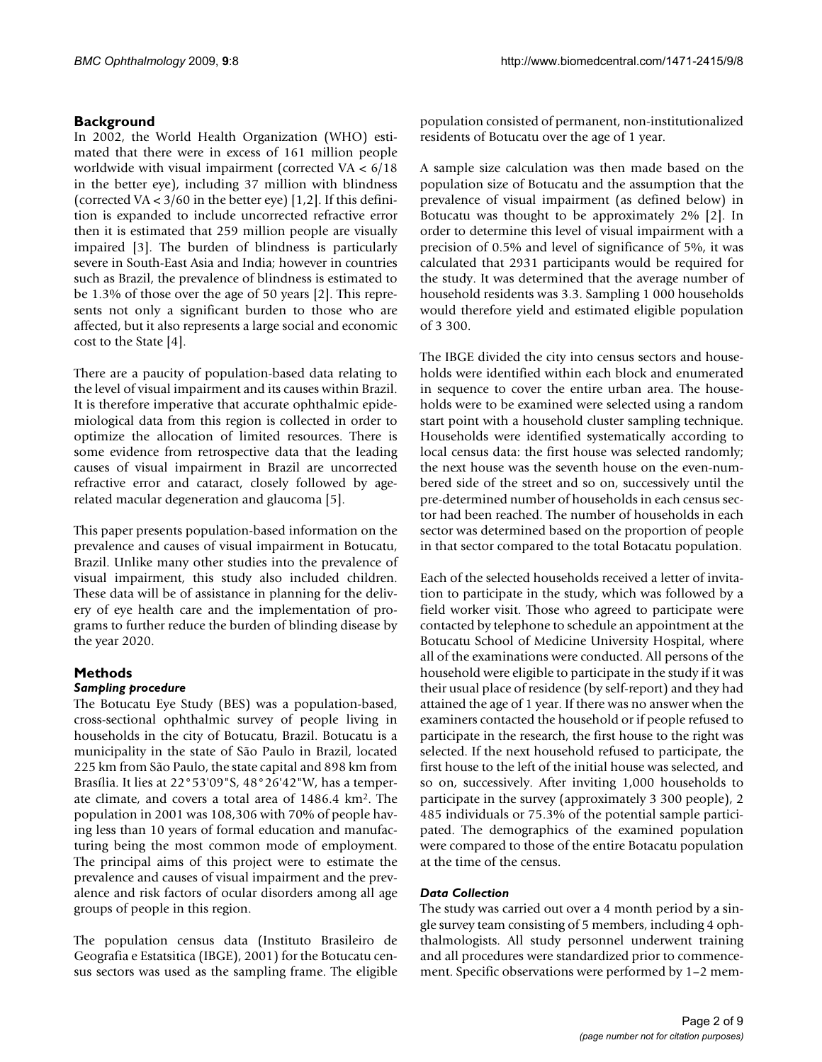## Background

In 2002, the World Health Organization (WHO) estimated that there were in excess of 161 million people worldwide with visual impairment (corrected VA < 6/18 in the better eye), including 37 million with blindness (corrected VA < 3/60 in the better eye) [1,2]. If this definition is expanded to include uncorrected refractive error then it is estimated that 259 million people are visually impaired [3]. The burden of blindness is particularly severe in South-East Asia and India; however in countries such as Brazil, the prevalence of blindness is estimated to be 1.3% of those over the age of 50 years [2]. This represents not only a significant burden to those who are affected, but it also represents a large social and economic cost to the State [4].

There are a paucity of population-based data relating to the level of visual impairment and its causes within Brazil. It is therefore imperative that accurate ophthalmic epidemiological data from this region is collected in order to optimize the allocation of limited resources. There is some evidence from retrospective data that the leading causes of visual impairment in Brazil are uncorrected refractive error and cataract, closely followed by age-related macular degeneration and glaucoma [5].

This paper presents population-based information on the prevalence and causes of visual impairment in Botucatu, Brazil. Unlike many other studies into the prevalence of visual impairment, this study also included children. These data will be of assistance in planning for the delivery of eye health care and the implementation of programs to further reduce the burden of blinding disease by the year 2020.

## Methods

### *Sampling procedure*

The Botucatu Eye Study (BES) was a population-based, cross-sectional ophthalmic survey of people living in households in the city of Botucatu, Brazil. Botucatu is a municipality in the state of São Paulo in Brazil, located 225 km from São Paulo, the state capital and 898 km from Brasília. It lies at 22°53'09"S, 48°26'42"W, has a temperate climate, and covers a total area of 1486.4 km². The population in 2001 was 108,306 with 70% of people having less than 10 years of formal education and manufacturing being the most common mode of employment. The principal aims of this project were to estimate the prevalence and causes of visual impairment and the prevalence and risk factors of ocular disorders among all age groups of people in this region.

The population census data (Instituto Brasileiro de Geografia e Estatsitica (IBGE), 2001) for the Botucatu census sectors was used as the sampling frame. The eligible population consisted of permanent, non-institutionalized residents of Botucatu over the age of 1 year.

A sample size calculation was then made based on the population size of Botucatu and the assumption that the prevalence of visual impairment (as defined below) in Botucatu was thought to be approximately 2% [2]. In order to determine this level of visual impairment with a precision of 0.5% and level of significance of 5%, it was calculated that 2931 participants would be required for the study. It was determined that the average number of household residents was 3.3. Sampling 1 000 households would therefore yield and estimated eligible population of 3 300.

The IBGE divided the city into census sectors and households were identified within each block and enumerated in sequence to cover the entire urban area. The households were to be examined were selected using a random start point with a household cluster sampling technique. Households were identified systematically according to local census data: the first house was selected randomly; the next house was the seventh house on the even-numbered side of the street and so on, successively until the pre-determined number of households in each census sector had been reached. The number of households in each sector was determined based on the proportion of people in that sector compared to the total Botacatu population.

Each of the selected households received a letter of invitation to participate in the study, which was followed by a field worker visit. Those who agreed to participate were contacted by telephone to schedule an appointment at the Botucatu School of Medicine University Hospital, where all of the examinations were conducted. All persons of the household were eligible to participate in the study if it was their usual place of residence (by self-report) and they had attained the age of 1 year. If there was no answer when the examiners contacted the household or if people refused to participate in the research, the first house to the right was selected. If the next household refused to participate, the first house to the left of the initial house was selected, and so on, successively. After inviting 1,000 households to participate in the survey (approximately 3 300 people), 2 485 individuals or 75.3% of the potential sample participated. The demographics of the examined population were compared to those of the entire Botacatu population at the time of the census.

### *Data Collection*

The study was carried out over a 4 month period by a single survey team consisting of 5 members, including 4 ophthalmologists. All study personnel underwent training and all procedures were standardized prior to commencement. Specific observations were performed by 1–2 mem-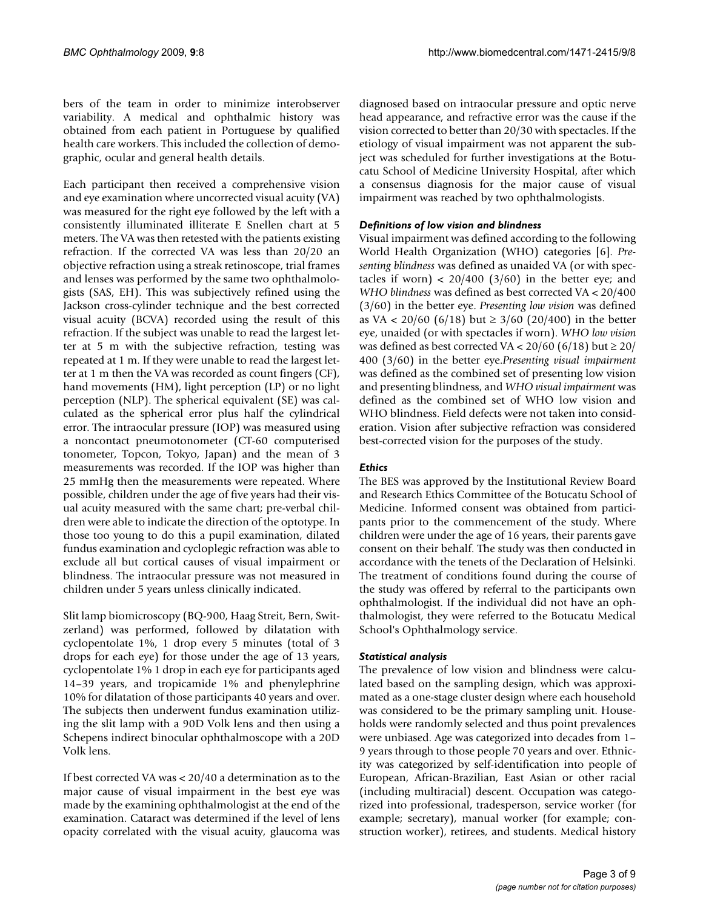bers of the team in order to minimize interobserver variability. A medical and ophthalmic history was obtained from each patient in Portuguese by qualified health care workers. This included the collection of demographic, ocular and general health details.

Each participant then received a comprehensive vision and eye examination where uncorrected visual acuity (VA) was measured for the right eye followed by the left with a consistently illuminated illiterate E Snellen chart at 5 meters. The VA was then retested with the patients existing refraction. If the corrected VA was less than 20/20 an objective refraction using a streak retinoscope, trial frames and lenses was performed by the same two ophthalmologists (SAS, EH). This was subjectively refined using the Jackson cross-cylinder technique and the best corrected visual acuity (BCVA) recorded using the result of this refraction. If the subject was unable to read the largest letter at 5 m with the subjective refraction, testing was repeated at 1 m. If they were unable to read the largest letter at 1 m then the VA was recorded as count fingers (CF), hand movements (HM), light perception (LP) or no light perception (NLP). The spherical equivalent (SE) was calculated as the spherical error plus half the cylindrical error. The intraocular pressure (IOP) was measured using a noncontact pneumotonometer (CT-60 computerised tonometer, Topcon, Tokyo, Japan) and the mean of 3 measurements was recorded. If the IOP was higher than 25 mmHg then the measurements were repeated. Where possible, children under the age of five years had their visual acuity measured with the same chart; pre-verbal children were able to indicate the direction of the optotype. In those too young to do this a pupil examination, dilated fundus examination and cycloplegic refraction was able to exclude all but cortical causes of visual impairment or blindness. The intraocular pressure was not measured in children under 5 years unless clinically indicated.

Slit lamp biomicroscopy (BQ-900, Haag Streit, Bern, Switzerland) was performed, followed by dilatation with cyclopentolate 1%, 1 drop every 5 minutes (total of 3 drops for each eye) for those under the age of 13 years, cyclopentolate 1% 1 drop in each eye for participants aged 14–39 years, and tropicamide 1% and phenylephrine 10% for dilatation of those participants 40 years and over. The subjects then underwent fundus examination utilizing the slit lamp with a 90D Volk lens and then using a Schepens indirect binocular ophthalmoscope with a 20D Volk lens.

If best corrected VA was < 20/40 a determination as to the major cause of visual impairment in the best eye was made by the examining ophthalmologist at the end of the examination. Cataract was determined if the level of lens opacity correlated with the visual acuity, glaucoma was diagnosed based on intraocular pressure and optic nerve head appearance, and refractive error was the cause if the vision corrected to better than 20/30 with spectacles. If the etiology of visual impairment was not apparent the subject was scheduled for further investigations at the Botucatu School of Medicine University Hospital, after which a consensus diagnosis for the major cause of visual impairment was reached by two ophthalmologists.

### *Definitions of low vision and blindness*

Visual impairment was defined according to the following World Health Organization (WHO) categories [6]. *Presenting blindness* was defined as unaided VA (or with spectacles if worn) < 20/400 (3/60) in the better eye; and *WHO blindness* was defined as best corrected VA < 20/400 (3/60) in the better eye. *Presenting low vision* was defined as VA < 20/60 (6/18) but ≥ 3/60 (20/400) in the better eye, unaided (or with spectacles if worn). *WHO low vision* was defined as best corrected VA < 20/60 (6/18) but ≥ 20/400 (3/60) in the better eye. *Presenting visual impairment* was defined as the combined set of presenting low vision and presenting blindness, and *WHO visual impairment* was defined as the combined set of WHO low vision and WHO blindness. Field defects were not taken into consideration. Vision after subjective refraction was considered best-corrected vision for the purposes of the study.

### *Ethics*

The BES was approved by the Institutional Review Board and Research Ethics Committee of the Botucatu School of Medicine. Informed consent was obtained from participants prior to the commencement of the study. Where children were under the age of 16 years, their parents gave consent on their behalf. The study was then conducted in accordance with the tenets of the Declaration of Helsinki. The treatment of conditions found during the course of the study was offered by referral to the participants own ophthalmologist. If the individual did not have an ophthalmologist, they were referred to the Botucatu Medical School's Ophthalmology service.

### *Statistical analysis*

The prevalence of low vision and blindness were calculated based on the sampling design, which was approximated as a one-stage cluster design where each household was considered to be the primary sampling unit. Households were randomly selected and thus point prevalences were unbiased. Age was categorized into decades from 1–9 years through to those people 70 years and over. Ethnicity was categorized by self-identification into people of European, African-Brazilian, East Asian or other racial (including multiracial) descent. Occupation was categorized into professional, tradesperson, service worker (for example; secretary), manual worker (for example; construction worker), retirees, and students. Medical history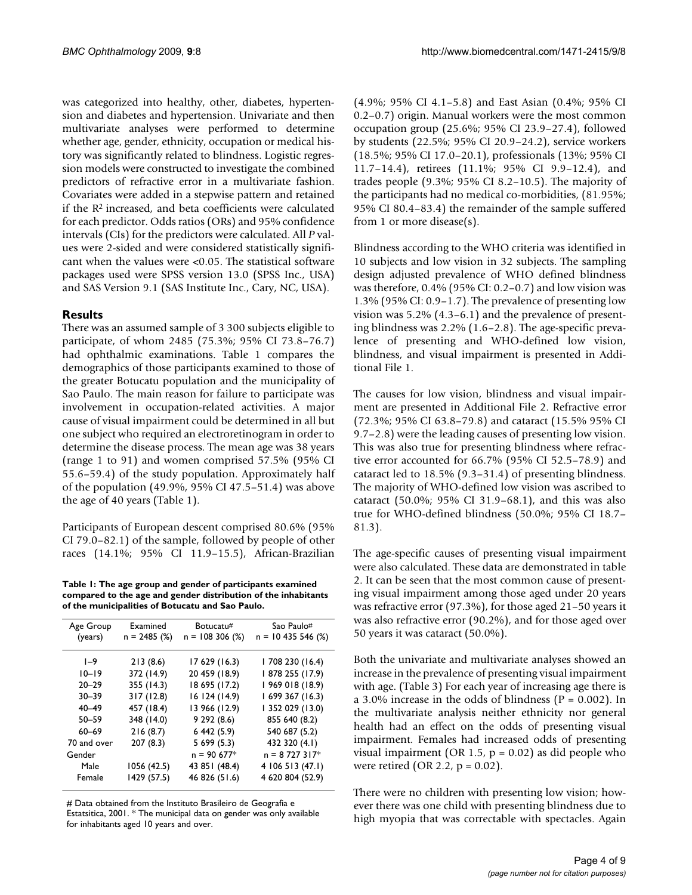was categorized into healthy, other, diabetes, hypertension and diabetes and hypertension. Univariate and then multivariate analyses were performed to determine whether age, gender, ethnicity, occupation or medical history was significantly related to blindness. Logistic regression models were constructed to investigate the combined predictors of refractive error in a multivariate fashion. Covariates were added in a stepwise pattern and retained if the $R^2$ increased, and beta coefficients were calculated for each predictor. Odds ratios (ORs) and 95% confidence intervals (CIs) for the predictors were calculated. All *P* values were 2-sided and were considered statistically significant when the values were <0.05. The statistical software packages used were SPSS version 13.0 (SPSS Inc., USA) and SAS Version 9.1 (SAS Institute Inc., Cary, NC, USA).

## Results

There was an assumed sample of 3 300 subjects eligible to participate, of whom 2485 (75.3%; 95% CI 73.8–76.7) had ophthalmic examinations. Table 1 compares the demographics of those participants examined to those of the greater Botucatu population and the municipality of Sao Paulo. The main reason for failure to participate was involvement in occupation-related activities. A major cause of visual impairment could be determined in all but one subject who required an electroretinogram in order to determine the disease process. The mean age was 38 years (range 1 to 91) and women comprised 57.5% (95% CI 55.6–59.4) of the study population. Approximately half of the population (49.9%, 95% CI 47.5–51.4) was above the age of 40 years (Table 1).

Participants of European descent comprised 80.6% (95% CI 79.0–82.1) of the sample, followed by people of other races (14.1%; 95% CI 11.9–15.5), African-Brazilian (4.9%; 95% CI 4.1–5.8) and East Asian (0.4%; 95% CI 0.2–0.7) origin. Manual workers were the most common occupation group (25.6%; 95% CI 23.9–27.4), followed by students (22.5%; 95% CI 20.9–24.2), service workers (18.5%; 95% CI 17.0–20.1), professionals (13%; 95% CI 11.7–14.4), retirees (11.1%; 95% CI 9.9–12.4), and trades people (9.3%; 95% CI 8.2–10.5). The majority of the participants had no medical co-morbidities, (81.95%; 95% CI 80.4–83.4) the remainder of the sample suffered from 1 or more disease(s).

**Table 1: The age group and gender of participants examined compared to the age and gender distribution of the inhabitants of the municipalities of Botucatu and Sao Paulo.**

| Age Group (years) | Examined n = 2485 (%) | Botucatu# n = 108 306 (%) | Sao Paulo# n = 10 435 546 (%) |
|---|---|---|---|
| 1–9 | 213 (8.6) | 17 629 (16.3) | 1 708 230 (16.4) |
| 10–19 | 372 (14.9) | 20 459 (18.9) | 1 878 255 (17.9) |
| 20–29 | 355 (14.3) | 18 695 (17.2) | 1 969 018 (18.9) |
| 30–39 | 317 (12.8) | 16 124 (14.9) | 1 699 367 (16.3) |
| 40–49 | 457 (18.4) | 13 966 (12.9) | 1 352 029 (13.0) |
| 50–59 | 348 (14.0) | 9 292 (8.6) | 855 640 (8.2) |
| 60–69 | 216 (8.7) | 6 442 (5.9) | 540 687 (5.2) |
| 70 and over | 207 (8.3) | 5 699 (5.3) | 432 320 (4.1) |
| Gender | | n = 90 677* | n = 8 727 317* |
| Male | 1056 (42.5) | 43 851 (48.4) | 4 106 513 (47.1) |
| Female | 1429 (57.5) | 46 826 (51.6) | 4 620 804 (52.9) |

# Data obtained from the Instituto Brasileiro de Geografia e Estatsitica, 2001. * The municipal data on gender was only available for inhabitants aged 10 years and over.

Blindness according to the WHO criteria was identified in 10 subjects and low vision in 32 subjects. The sampling design adjusted prevalence of WHO defined blindness was therefore, 0.4% (95% CI: 0.2–0.7) and low vision was 1.3% (95% CI: 0.9–1.7). The prevalence of presenting low vision was 5.2% (4.3–6.1) and the prevalence of presenting blindness was 2.2% (1.6–2.8). The age-specific prevalence of presenting and WHO-defined low vision, blindness, and visual impairment is presented in Additional File 1.

The causes for low vision, blindness and visual impairment are presented in Additional File 2. Refractive error (72.3%; 95% CI 63.8–79.8) and cataract (15.5% 95% CI 9.7–2.8) were the leading causes of presenting low vision. This was also true for presenting blindness where refractive error accounted for 66.7% (95% CI 52.5–78.9) and cataract led to 18.5% (9.3–31.4) of presenting blindness. The majority of WHO-defined low vision was ascribed to cataract (50.0%; 95% CI 31.9–68.1), and this was also true for WHO-defined blindness (50.0%; 95% CI 18.7–81.3).

The age-specific causes of presenting visual impairment were also calculated. These data are demonstrated in table 2. It can be seen that the most common cause of presenting visual impairment among those aged under 20 years was refractive error (97.3%), for those aged 21–50 years it was also refractive error (90.2%), and for those aged over 50 years it was cataract (50.0%).

Both the univariate and multivariate analyses showed an increase in the prevalence of presenting visual impairment with age. (Table 3) For each year of increasing age there is a 3.0% increase in the odds of blindness ($P = 0.002$). In the multivariate analysis neither ethnicity nor general health had an effect on the odds of presenting visual impairment. Females had increased odds of presenting visual impairment (OR 1.5, $p = 0.02$) as did people who were retired (OR 2.2, $p = 0.02$).

There were no children with presenting low vision; however there was one child with presenting blindness due to high myopia that was correctable with spectacles. Again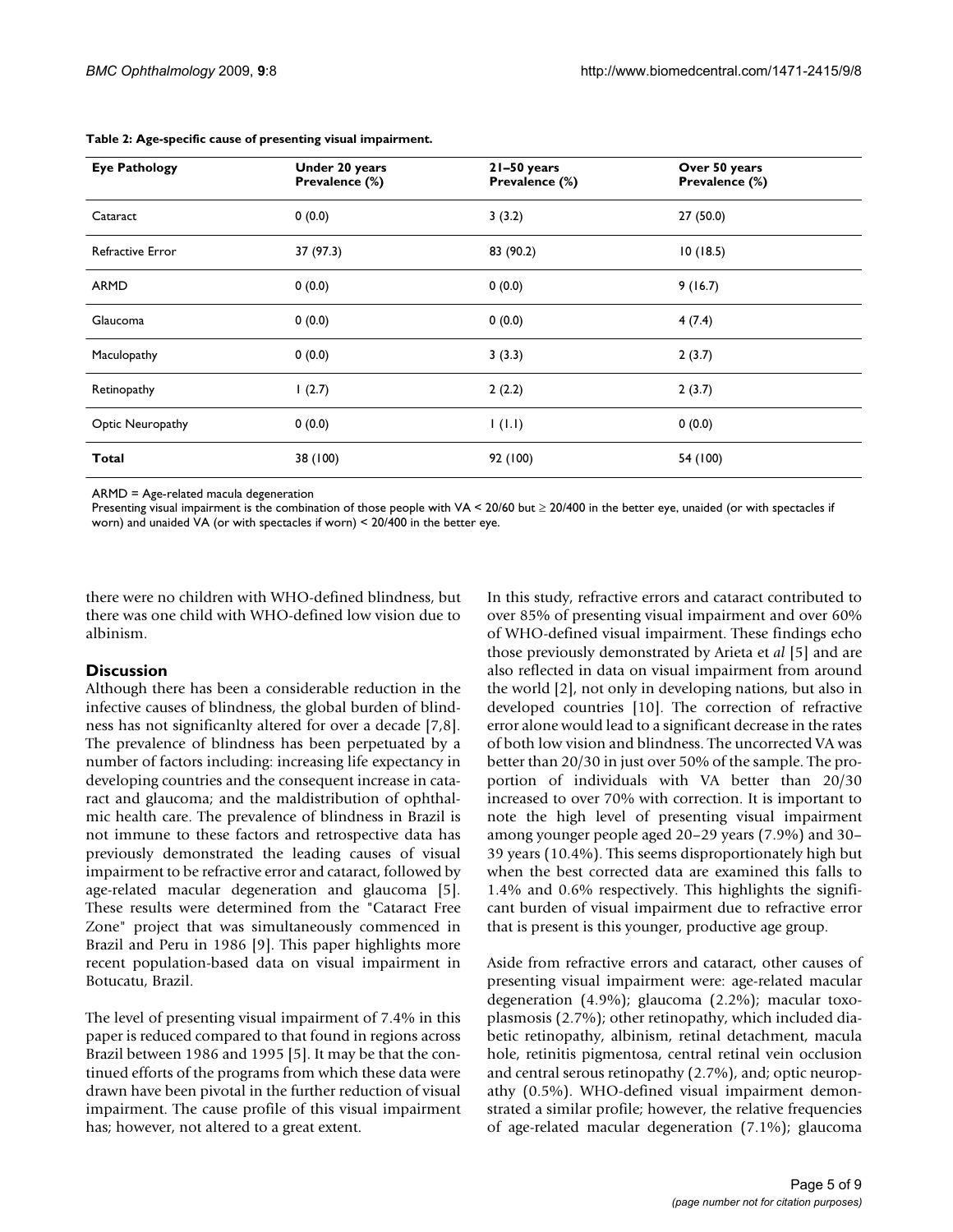**Table 2: Age-specific cause of presenting visual impairment.**

| Eye Pathology | Under 20 years Prevalence (%) | 21–50 years Prevalence (%) | Over 50 years Prevalence (%) |
| --- | --- | --- | --- |
| Cataract | 0 (0.0) | 3 (3.2) | 27 (50.0) |
| Refractive Error | 37 (97.3) | 83 (90.2) | 10 (18.5) |
| ARMD | 0 (0.0) | 0 (0.0) | 9 (16.7) |
| Glaucoma | 0 (0.0) | 0 (0.0) | 4 (7.4) |
| Maculopathy | 0 (0.0) | 3 (3.3) | 2 (3.7) |
| Retinopathy | 1 (2.7) | 2 (2.2) | 2 (3.7) |
| Optic Neuropathy | 0 (0.0) | 1 (1.1) | 0 (0.0) |
| **Total** | 38 (100) | 92 (100) | 54 (100) |

ARMD = Age-related macula degeneration

Presenting visual impairment is the combination of those people with VA < 20/60 but ≥ 20/400 in the better eye, unaided (or with spectacles if worn) and unaided VA (or with spectacles if worn) < 20/400 in the better eye.

there were no children with WHO-defined blindness, but there was one child with WHO-defined low vision due to albinism.

## Discussion

Although there has been a considerable reduction in the infective causes of blindness, the global burden of blindness has not signficanlty altered for over a decade [7,8]. The prevalence of blindness has been perpetuated by a number of factors including: increasing life expectancy in developing countries and the consequent increase in cataract and glaucoma; and the maldistribution of ophthalmic health care. The prevalence of blindness in Brazil is not immune to these factors and retrospective data has previously demonstrated the leading causes of visual impairment to be refractive error and cataract, followed by age-related macular degeneration and glaucoma [5]. These results were determined from the "Cataract Free Zone" project that was simultaneously commenced in Brazil and Peru in 1986 [9]. This paper highlights more recent population-based data on visual impairment in Botucatu, Brazil.

The level of presenting visual impairment of 7.4% in this paper is reduced compared to that found in regions across Brazil between 1986 and 1995 [5]. It may be that the continued efforts of the programs from which these data were drawn have been pivotal in the further reduction of visual impairment. The cause profile of this visual impairment has; however, not altered to a great extent.

In this study, refractive errors and cataract contributed to over 85% of presenting visual impairment and over 60% of WHO-defined visual impairment. These findings echo those previously demonstrated by Arieta et *al* [5] and are also reflected in data on visual impairment from around the world [2], not only in developing nations, but also in developed countries [10]. The correction of refractive error alone would lead to a significant decrease in the rates of both low vision and blindness. The uncorrected VA was better than 20/30 in just over 50% of the sample. The proportion of individuals with VA better than 20/30 increased to over 70% with correction. It is important to note the high level of presenting visual impairment among younger people aged 20–29 years (7.9%) and 30–39 years (10.4%). This seems disproportionately high but when the best corrected data are examined this falls to 1.4% and 0.6% respectively. This highlights the significant burden of visual impairment due to refractive error that is present is this younger, productive age group.

Aside from refractive errors and cataract, other causes of presenting visual impairment were: age-related macular degeneration (4.9%); glaucoma (2.2%); macular toxoplasmosis (2.7%); other retinopathy, which included diabetic retinopathy, albinism, retinal detachment, macula hole, retinitis pigmentosa, central retinal vein occlusion and central serous retinopathy (2.7%), and; optic neuropathy (0.5%). WHO-defined visual impairment demonstrated a similar profile; however, the relative frequencies of age-related macular degeneration (7.1%); glaucoma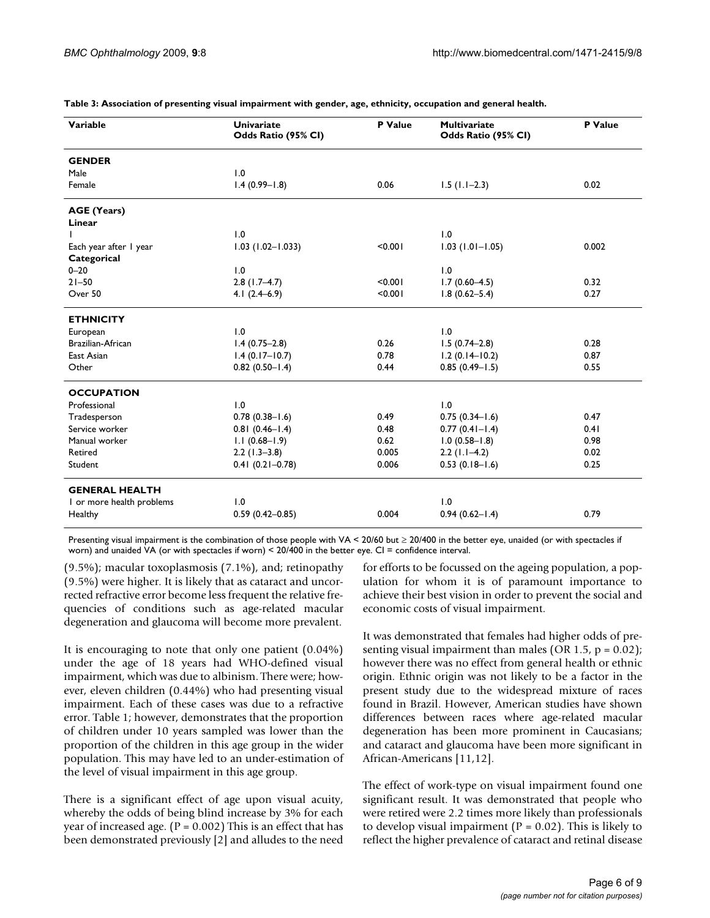**Table 3: Association of presenting visual impairment with gender, age, ethnicity, occupation and general health.**

| Variable | Univariate Odds Ratio (95% CI) | P Value | Multivariate Odds Ratio (95% CI) | P Value |
|---|---|---|---|---|
| **GENDER** | | | | |
| Male | 1.0 | | | |
| Female | 1.4 (0.99–1.8) | 0.06 | 1.5 (1.1–2.3) | 0.02 |
| **AGE (Years)** | | | | |
| **Linear** | | | | |
| 1 | 1.0 | | 1.0 | |
| Each year after 1 year | 1.03 (1.02–1.033) | <0.001 | 1.03 (1.01–1.05) | 0.002 |
| **Categorical** | | | | |
| 0–20 | 1.0 | | 1.0 | |
| 21–50 | 2.8 (1.7–4.7) | <0.001 | 1.7 (0.60–4.5) | 0.32 |
| Over 50 | 4.1 (2.4–6.9) | <0.001 | 1.8 (0.62–5.4) | 0.27 |
| **ETHNICITY** | | | | |
| European | 1.0 | | 1.0 | |
| Brazilian-African | 1.4 (0.75–2.8) | 0.26 | 1.5 (0.74–2.8) | 0.28 |
| East Asian | 1.4 (0.17–10.7) | 0.78 | 1.2 (0.14–10.2) | 0.87 |
| Other | 0.82 (0.50–1.4) | 0.44 | 0.85 (0.49–1.5) | 0.55 |
| **OCCUPATION** | | | | |
| Professional | 1.0 | | 1.0 | |
| Tradesperson | 0.78 (0.38–1.6) | 0.49 | 0.75 (0.34–1.6) | 0.47 |
| Service worker | 0.81 (0.46–1.4) | 0.48 | 0.77 (0.41–1.4) | 0.41 |
| Manual worker | 1.1 (0.68–1.9) | 0.62 | 1.0 (0.58–1.8) | 0.98 |
| Retired | 2.2 (1.3–3.8) | 0.005 | 2.2 (1.1–4.2) | 0.02 |
| Student | 0.41 (0.21–0.78) | 0.006 | 0.53 (0.18–1.6) | 0.25 |
| **GENERAL HEALTH** | | | | |
| 1 or more health problems | 1.0 | | 1.0 | |
| Healthy | 0.59 (0.42–0.85) | 0.004 | 0.94 (0.62–1.4) | 0.79 |

Presenting visual impairment is the combination of those people with VA < 20/60 but ≥ 20/400 in the better eye, unaided (or with spectacles if worn) and unaided VA (or with spectacles if worn) < 20/400 in the better eye. CI = confidence interval.

(9.5%); macular toxoplasmosis (7.1%), and; retinopathy (9.5%) were higher. It is likely that as cataract and uncorrected refractive error become less frequent the relative frequencies of conditions such as age-related macular degeneration and glaucoma will become more prevalent.

It is encouraging to note that only one patient (0.04%) under the age of 18 years had WHO-defined visual impairment, which was due to albinism. There were; however, eleven children (0.44%) who had presenting visual impairment. Each of these cases was due to a refractive error. Table 1; however, demonstrates that the proportion of children under 10 years sampled was lower than the proportion of the children in this age group in the wider population. This may have led to an under-estimation of the level of visual impairment in this age group.

There is a significant effect of age upon visual acuity, whereby the odds of being blind increase by 3% for each year of increased age. (P = 0.002) This is an effect that has been demonstrated previously [2] and alludes to the need for efforts to be focussed on the ageing population, a population for whom it is of paramount importance to achieve their best vision in order to prevent the social and economic costs of visual impairment.

It was demonstrated that females had higher odds of presenting visual impairment than males (OR 1.5, p = 0.02); however there was no effect from general health or ethnic origin. Ethnic origin was not likely to be a factor in the present study due to the widespread mixture of races found in Brazil. However, American studies have shown differences between races where age-related macular degeneration has been more prominent in Caucasians; and cataract and glaucoma have been more significant in African-Americans [11,12].

The effect of work-type on visual impairment found one significant result. It was demonstrated that people who were retired were 2.2 times more likely than professionals to develop visual impairment (P = 0.02). This is likely to reflect the higher prevalence of cataract and retinal disease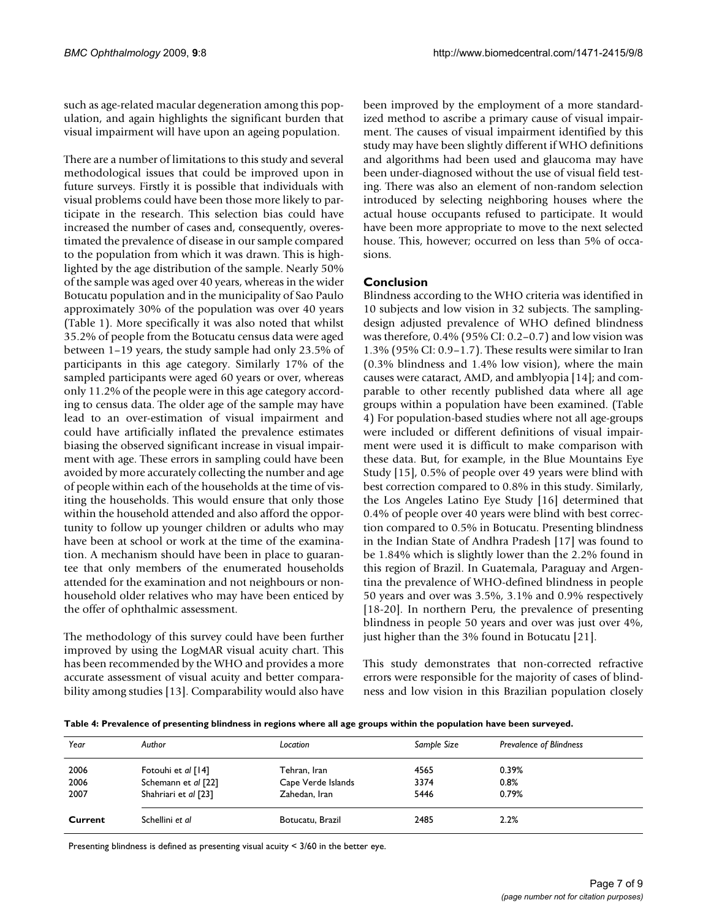such as age-related macular degeneration among this population, and again highlights the significant burden that visual impairment will have upon an ageing population.

There are a number of limitations to this study and several methodological issues that could be improved upon in future surveys. Firstly it is possible that individuals with visual problems could have been those more likely to participate in the research. This selection bias could have increased the number of cases and, consequently, overestimated the prevalence of disease in our sample compared to the population from which it was drawn. This is highlighted by the age distribution of the sample. Nearly 50% of the sample was aged over 40 years, whereas in the wider Botucatu population and in the municipality of Sao Paulo approximately 30% of the population was over 40 years (Table 1). More specifically it was also noted that whilst 35.2% of people from the Botucatu census data were aged between 1–19 years, the study sample had only 23.5% of participants in this age category. Similarly 17% of the sampled participants were aged 60 years or over, whereas only 11.2% of the people were in this age category according to census data. The older age of the sample may have lead to an over-estimation of visual impairment and could have artificially inflated the prevalence estimates biasing the observed significant increase in visual impairment with age. These errors in sampling could have been avoided by more accurately collecting the number and age of people within each of the households at the time of visiting the households. This would ensure that only those within the household attended and also afford the opportunity to follow up younger children or adults who may have been at school or work at the time of the examination. A mechanism should have been in place to guarantee that only members of the enumerated households attended for the examination and not neighbours or non-household older relatives who may have been enticed by the offer of ophthalmic assessment.

The methodology of this survey could have been further improved by using the LogMAR visual acuity chart. This has been recommended by the WHO and provides a more accurate assessment of visual acuity and better comparability among studies [13]. Comparability would also have been improved by the employment of a more standardized method to ascribe a primary cause of visual impairment. The causes of visual impairment identified by this study may have been slightly different if WHO definitions and algorithms had been used and glaucoma may have been under-diagnosed without the use of visual field testing. There was also an element of non-random selection introduced by selecting neighboring houses where the actual house occupants refused to participate. It would have been more appropriate to move to the next selected house. This, however; occurred on less than 5% of occasions.

## Conclusion

Blindness according to the WHO criteria was identified in 10 subjects and low vision in 32 subjects. The sampling-design adjusted prevalence of WHO defined blindness was therefore, 0.4% (95% CI: 0.2–0.7) and low vision was 1.3% (95% CI: 0.9–1.7). These results were similar to Iran (0.3% blindness and 1.4% low vision), where the main causes were cataract, AMD, and amblyopia [14]; and comparable to other recently published data where all age groups within a population have been examined. (Table 4) For population-based studies where not all age-groups were included or different definitions of visual impairment were used it is difficult to make comparison with these data. But, for example, in the Blue Mountains Eye Study [15], 0.5% of people over 49 years were blind with best correction compared to 0.8% in this study. Similarly, the Los Angeles Latino Eye Study [16] determined that 0.4% of people over 40 years were blind with best correction compared to 0.5% in Botucatu. Presenting blindness in the Indian State of Andhra Pradesh [17] was found to be 1.84% which is slightly lower than the 2.2% found in this region of Brazil. In Guatemala, Paraguay and Argentina the prevalence of WHO-defined blindness in people 50 years and over was 3.5%, 3.1% and 0.9% respectively [18-20]. In northern Peru, the prevalence of presenting blindness in people 50 years and over was just over 4%, just higher than the 3% found in Botucatu [21].

This study demonstrates that non-corrected refractive errors were responsible for the majority of cases of blindness and low vision in this Brazilian population closely

**Table 4: Prevalence of presenting blindness in regions where all age groups within the population have been surveyed.**

| *Year* | *Author* | *Location* | *Sample Size* | *Prevalence of Blindness* |
|---|---|---|---|---|
| 2006 | Fotouhi et *al* [14] | Tehran, Iran | 4565 | 0.39% |
| 2006 | Schemann et *al* [22] | Cape Verde Islands | 3374 | 0.8% |
| 2007 | Shahriari et *al* [23] | Zahedan, Iran | 5446 | 0.79% |
| **Current** | Schellini *et al* | Botucatu, Brazil | 2485 | 2.2% |

Presenting blindness is defined as presenting visual acuity < 3/60 in the better eye.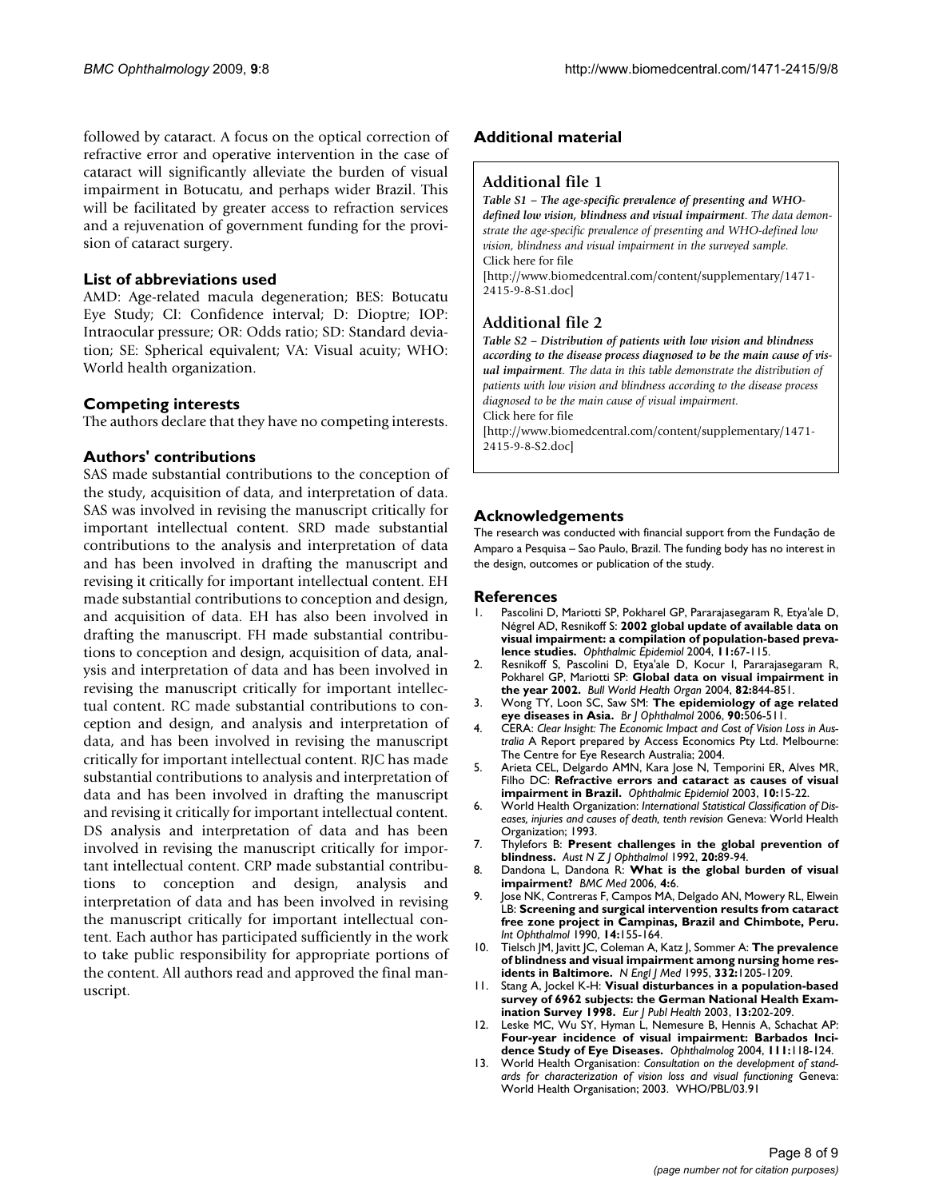followed by cataract. A focus on the optical correction of refractive error and operative intervention in the case of cataract will significantly alleviate the burden of visual impairment in Botucatu, and perhaps wider Brazil. This will be facilitated by greater access to refraction services and a rejuvenation of government funding for the provision of cataract surgery.

### List of abbreviations used

AMD: Age-related macula degeneration; BES: Botucatu Eye Study; CI: Confidence interval; D: Dioptre; IOP: Intraocular pressure; OR: Odds ratio; SD: Standard deviation; SE: Spherical equivalent; VA: Visual acuity; WHO: World health organization.

### Competing interests

The authors declare that they have no competing interests.

### Authors' contributions

SAS made substantial contributions to the conception of the study, acquisition of data, and interpretation of data. SAS was involved in revising the manuscript critically for important intellectual content. SRD made substantial contributions to the analysis and interpretation of data and has been involved in drafting the manuscript and revising it critically for important intellectual content. EH made substantial contributions to conception and design, and acquisition of data. EH has also been involved in drafting the manuscript. FH made substantial contributions to conception and design, acquisition of data, analysis and interpretation of data and has been involved in revising the manuscript critically for important intellectual content. RC made substantial contributions to conception and design, and analysis and interpretation of data, and has been involved in revising the manuscript critically for important intellectual content. RJC has made substantial contributions to analysis and interpretation of data and has been involved in drafting the manuscript and revising it critically for important intellectual content. DS analysis and interpretation of data and has been involved in revising the manuscript critically for important intellectual content. CRP made substantial contributions to conception and design, analysis and interpretation of data and has been involved in revising the manuscript critically for important intellectual content. Each author has participated sufficiently in the work to take public responsibility for appropriate portions of the content. All authors read and approved the final manuscript.

## Additional material

### Additional file 1

***Table S1 – The age-specific prevalence of presenting and WHO-defined low vision, blindness and visual impairment**. The data demonstrate the age-specific prevalence of presenting and WHO-defined low vision, blindness and visual impairment in the surveyed sample.*
Click here for file
[http://www.biomedcentral.com/content/supplementary/1471-2415-9-8-S1.doc]

### Additional file 2

***Table S2 – Distribution of patients with low vision and blindness according to the disease process diagnosed to be the main cause of visual impairment**. The data in this table demonstrate the distribution of patients with low vision and blindness according to the disease process diagnosed to be the main cause of visual impairment.*
Click here for file
[http://www.biomedcentral.com/content/supplementary/1471-2415-9-8-S2.doc]

## Acknowledgements

The research was conducted with financial support from the Fundação de Amparo a Pesquisa – Sao Paulo, Brazil. The funding body has no interest in the design, outcomes or publication of the study.

## References

1. Pascolini D, Mariotti SP, Pokharel GP, Pararajasegaram R, Etya'ale D, Négrel AD, Resnikoff S: **2002 global update of available data on visual impairment: a compilation of population-based prevalence studies.** *Ophthalmic Epidemiol* 2004, **11:**67-115.
2. Resnikoff S, Pascolini D, Etya'ale D, Kocur I, Pararajasegaram R, Pokharel GP, Mariotti SP: **Global data on visual impairment in the year 2002.** *Bull World Health Organ* 2004, **82:**844-851.
3. Wong TY, Loon SC, Saw SM: **The epidemiology of age related eye diseases in Asia.** *Br J Ophthalmol* 2006, **90:**506-511.
4. CERA: *Clear Insight: The Economic Impact and Cost of Vision Loss in Australia* A Report prepared by Access Economics Pty Ltd. Melbourne: The Centre for Eye Research Australia; 2004.
5. Arieta CEL, Delgardo AMN, Kara Jose N, Temporini ER, Alves MR, Filho DC: **Refractive errors and cataract as causes of visual impairment in Brazil.** *Ophthalmic Epidemiol* 2003, **10:**15-22.
6. World Health Organization: *International Statistical Classification of Diseases, injuries and causes of death, tenth revision* Geneva: World Health Organization; 1993.
7. Thylefors B: **Present challenges in the global prevention of blindness.** *Aust N Z J Ophthalmol* 1992, **20:**89-94.
8. Dandona L, Dandona R: **What is the global burden of visual impairment?** *BMC Med* 2006, **4:**6.
9. Jose NK, Contreras F, Campos MA, Delgado AN, Mowery RL, Elwein LB: **Screening and surgical intervention results from cataract free zone project in Campinas, Brazil and Chimbote, Peru.** *Int Ophthalmol* 1990, **14:**155-164.
10. Tielsch JM, Javitt JC, Coleman A, Katz J, Sommer A: **The prevalence of blindness and visual impairment among nursing home residents in Baltimore.** *N Engl J Med* 1995, **332:**1205-1209.
11. Stang A, Jockel K-H: **Visual disturbances in a population-based survey of 6962 subjects: the German National Health Examination Survey 1998.** *Eur J Publ Health* 2003, **13:**202-209.
12. Leske MC, Wu SY, Hyman L, Nemesure B, Hennis A, Schachat AP: **Four-year incidence of visual impairment: Barbados Incidence Study of Eye Diseases.** *Ophthalmolog* 2004, **111:**118-124.
13. World Health Organisation: *Consultation on the development of standards for characterization of vision loss and visual functioning* Geneva: World Health Organisation; 2003. WHO/PBL/03.91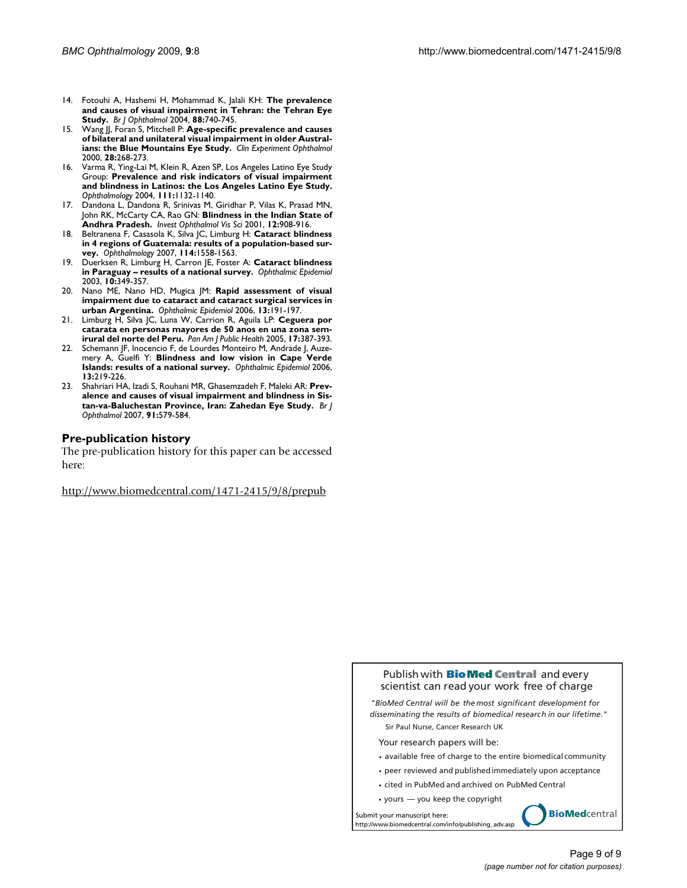14. Fotouhi A, Hashemi H, Mohammad K, Jalali KH: **The prevalence and causes of visual impairment in Tehran: the Tehran Eye Study.** *Br J Ophthalmol* 2004, **88:**740-745.
15. Wang JJ, Foran S, Mitchell P: **Age-specific prevalence and causes of bilateral and unilateral visual impairment in older Australians: the Blue Mountains Eye Study.** *Clin Experiment Ophthalmol* 2000, **28:**268-273.
16. Varma R, Ying-Lai M, Klein R, Azen SP, Los Angeles Latino Eye Study Group: **Prevalence and risk indicators of visual impairment and blindness in Latinos: the Los Angeles Latino Eye Study.** *Ophthalmology* 2004, **111:**1132-1140.
17. Dandona L, Dandona R, Srinivas M, Giridhar P, Vilas K, Prasad MN, John RK, McCarty CA, Rao GN: **Blindness in the Indian State of Andhra Pradesh.** *Invest Ophthalmol Vis Sci* 2001, **12:**908-916.
18. Beltranena F, Casasola K, Silva JC, Limburg H: **Cataract blindness in 4 regions of Guatemala: results of a population-based survey.** *Ophthalmology* 2007, **114:**1558-1563.
19. Duerksen R, Limburg H, Carron JE, Foster A: **Cataract blindness in Paraguay – results of a national survey.** *Ophthalmic Epidemiol* 2003, **10:**349-357.
20. Nano ME, Nano HD, Mugica JM: **Rapid assessment of visual impairment due to cataract and cataract surgical services in urban Argentina.** *Ophthalmic Epidemiol* 2006, **13:**191-197.
21. Limburg H, Silva JC, Luna W, Carrion R, Aguila LP: **Ceguera por catarata en personas mayores de 50 anos en una zona semirural del norte del Peru.** *Pan Am J Public Health* 2005, **17:**387-393.
22. Schemann JF, Inocencio F, de Lourdes Monteiro M, Andrade J, Auzemery A, Guelfi Y: **Blindness and low vision in Cape Verde Islands: results of a national survey.** *Ophthalmic Epidemiol* 2006, **13:**219-226.
23. Shahriari HA, Izadi S, Rouhani MR, Ghasemzadeh F, Maleki AR: **Prevalence and causes of visual impairment and blindness in Sistan-va-Baluchestan Province, Iran: Zahedan Eye Study.** *Br J Ophthalmol* 2007, **91:**579-584.

## Pre-publication history

The pre-publication history for this paper can be accessed here:

http://www.biomedcentral.com/1471-2415/9/8/prepub

Publish with **BioMed Central** and every scientist can read your work free of charge

*"BioMed Central will be the most significant development for disseminating the results of biomedical research in our lifetime."*

Sir Paul Nurse, Cancer Research UK

Your research papers will be:

- available free of charge to the entire biomedical community
- peer reviewed and published immediately upon acceptance
- cited in PubMed and archived on PubMed Central
- yours — you keep the copyright

Submit your manuscript here:
http://www.biomedcentral.com/info/publishing_adv.asp

**BioMed**central